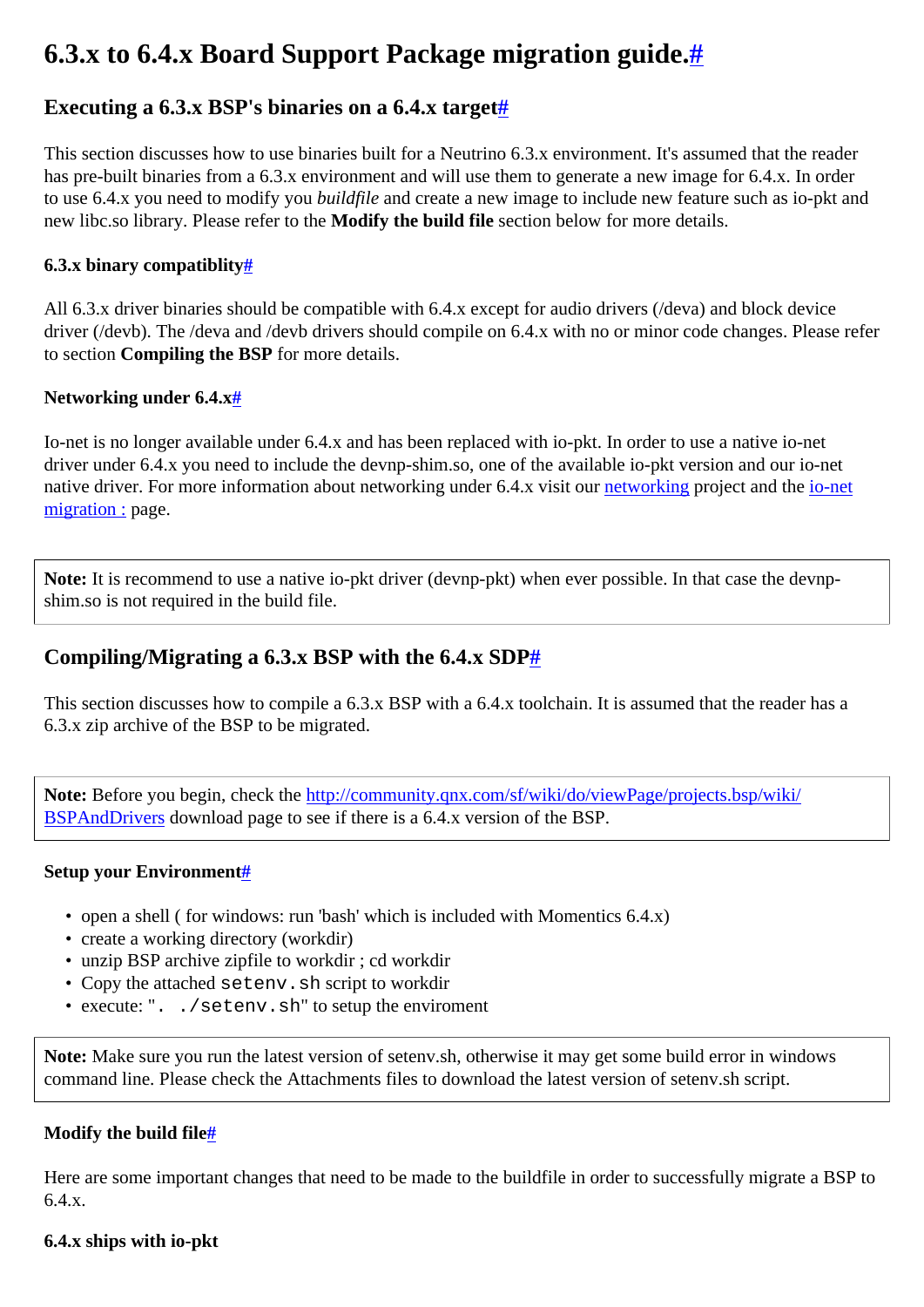# 6.3.x to 6.4.x Board Support Package migration guide.#

## Executing a 6.3.x BSP's binaries on a 6.4.x target#

This section discusses how to use binaries built for a Neutrino 6.3.x environment. It's assumed that the reader has pre-built binaries from a 6.3.x environment and will use them to generate a new image for 6.4.x. In order to use 6.4.x you need to modify you *buildfile* and create a new image to include new feature such as io-pkt and new libc.so library. Please refer to the **Modify the build file** section below for more details.

#### 6.3.x binary compatiblity#

All 6.3.x driver binaries should be compatible with 6.4.x except for audio drivers (/deva) and block device driver (/devb). The /deva and /devb drivers should compile on 6.4.x with no or minor code changes. Please refer to section **Compiling the BSP** for more details.

#### Networking under 6.4.x#

Io-net is no longer available under 6.4.x and has been replaced with io-pkt. In order to use a native io-net driver under 6.4.x you need to include the devnp-shim.so, one of the available io-pkt version and our io-net native driver. For more information about networking under 6.4.x visit our networking project and the io-net migration : page.

> **Note:** It is recommend to use a native io-pkt driver (devnp-pkt) when ever possible. In that case the devnp-shim.so is not required in the build file.

## Compiling/Migrating a 6.3.x BSP with the 6.4.x SDP#

This section discusses how to compile a 6.3.x BSP with a 6.4.x toolchain. It is assumed that the reader has a 6.3.x zip archive of the BSP to be migrated.

> **Note:** Before you begin, check the http://community.qnx.com/sf/wiki/do/viewPage/projects.bsp/wiki/BSPAndDrivers download page to see if there is a 6.4.x version of the BSP.

#### Setup your Environment#

- open a shell ( for windows: run 'bash' which is included with Momentics 6.4.x)
- create a working directory (workdir)
- unzip BSP archive zipfile to workdir ; cd workdir
- Copy the attached `setenv.sh` script to workdir
- execute: "`. ./setenv.sh`" to setup the enviroment

> **Note:** Make sure you run the latest version of setenv.sh, otherwise it may get some build error in windows command line. Please check the Attachments files to download the latest version of setenv.sh script.

#### Modify the build file#

Here are some important changes that need to be made to the buildfile in order to successfully migrate a BSP to 6.4.x.

#### 6.4.x ships with io-pkt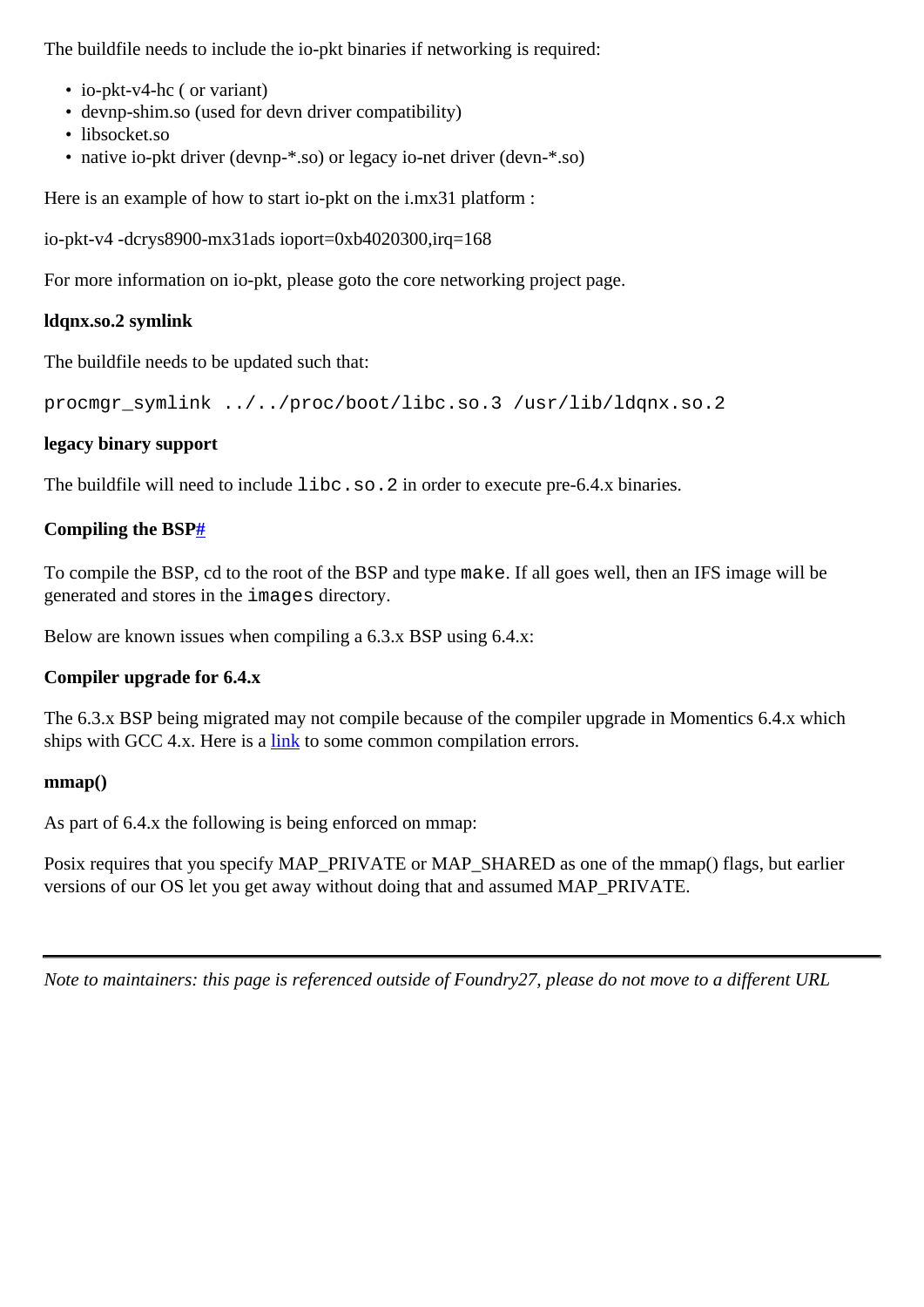The buildfile needs to include the io-pkt binaries if networking is required:

- io-pkt-v4-hc ( or variant)
- devnp-shim.so (used for devn driver compatibility)
- libsocket.so
- native io-pkt driver (devnp-*.so) or legacy io-net driver (devn-*.so)

Here is an example of how to start io-pkt on the i.mx31 platform :

io-pkt-v4 -dcrys8900-mx31ads ioport=0xb4020300,irq=168

For more information on io-pkt, please goto the core networking project page.

**ldqnx.so.2 symlink**

The buildfile needs to be updated such that:

```
procmgr_symlink ../../proc/boot/libc.so.3 /usr/lib/ldqnx.so.2
```

**legacy binary support**

The buildfile will need to include `libc.so.2` in order to execute pre-6.4.x binaries.

### Compiling the BSP#

To compile the BSP, cd to the root of the BSP and type `make`. If all goes well, then an IFS image will be generated and stores in the `images` directory.

Below are known issues when compiling a 6.3.x BSP using 6.4.x:

**Compiler upgrade for 6.4.x**

The 6.3.x BSP being migrated may not compile because of the compiler upgrade in Momentics 6.4.x which ships with GCC 4.x. Here is a link to some common compilation errors.

**mmap()**

As part of 6.4.x the following is being enforced on mmap:

Posix requires that you specify MAP_PRIVATE or MAP_SHARED as one of the mmap() flags, but earlier versions of our OS let you get away without doing that and assumed MAP_PRIVATE.

---

*Note to maintainers: this page is referenced outside of Foundry27, please do not move to a different URL*